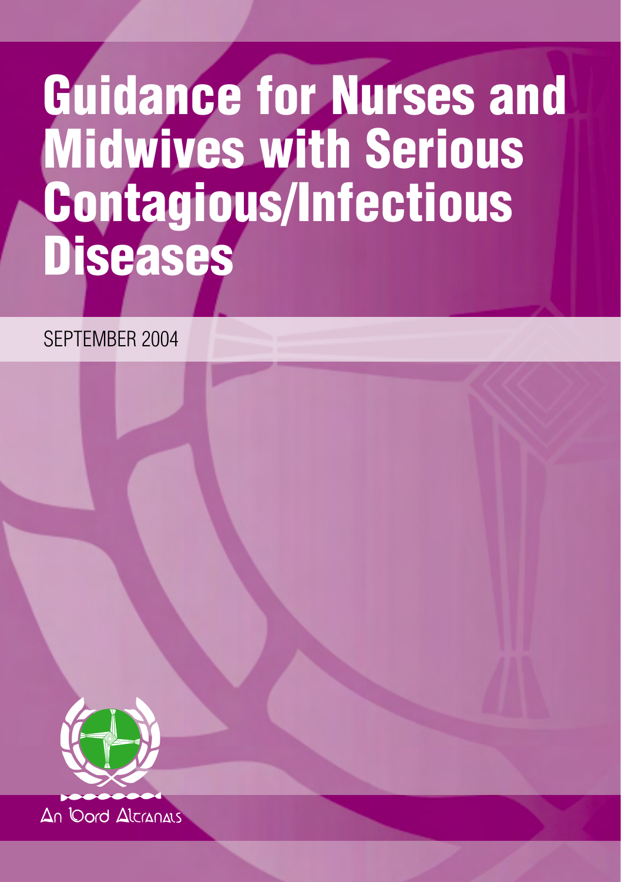# Guidance for Nurses and Midwives with Serious Contagious/Infectious Diseases

SEPTEMBER 2004

An Bord Altranais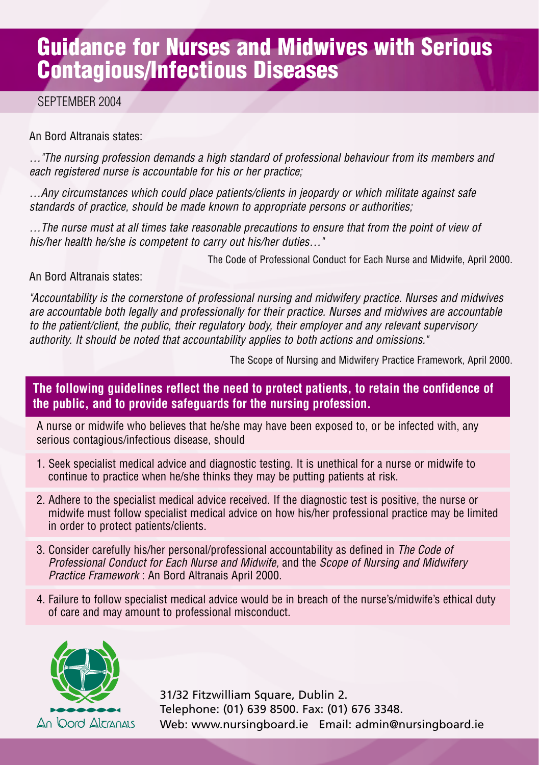# Guidance for Nurses and Midwives with Serious Contagious/Infectious Diseases

SEPTEMBER 2004

An Bord Altranais states:

*…"The nursing profession demands a high standard of professional behaviour from its members and each registered nurse is accountable for his or her practice;*

*…Any circumstances which could place patients/clients in jeopardy or which militate against safe standards of practice, should be made known to appropriate persons or authorities;*

*…The nurse must at all times take reasonable precautions to ensure that from the point of view of his/her health he/she is competent to carry out his/her duties…"*

The Code of Professional Conduct for Each Nurse and Midwife, April 2000.

An Bord Altranais states:

*"Accountability is the cornerstone of professional nursing and midwifery practice. Nurses and midwives are accountable both legally and professionally for their practice. Nurses and midwives are accountable to the patient/client, the public, their regulatory body, their employer and any relevant supervisory authority. It should be noted that accountability applies to both actions and omissions."*

The Scope of Nursing and Midwifery Practice Framework, April 2000.

**The following guidelines reflect the need to protect patients, to retain the confidence of the public, and to provide safeguards for the nursing profession.**

A nurse or midwife who believes that he/she may have been exposed to, or be infected with, any serious contagious/infectious disease, should

1. Seek specialist medical advice and diagnostic testing. It is unethical for a nurse or midwife to continue to practice when he/she thinks they may be putting patients at risk.
2. Adhere to the specialist medical advice received. If the diagnostic test is positive, the nurse or midwife must follow specialist medical advice on how his/her professional practice may be limited in order to protect patients/clients.
3. Consider carefully his/her personal/professional accountability as defined in *The Code of Professional Conduct for Each Nurse and Midwife,* and the *Scope of Nursing and Midwifery Practice Framework* : An Bord Altranais April 2000.
4. Failure to follow specialist medical advice would be in breach of the nurse's/midwife's ethical duty of care and may amount to professional misconduct.

An Bord Altranais

31/32 Fitzwilliam Square, Dublin 2.
Telephone: (01) 639 8500. Fax: (01) 676 3348.
Web: www.nursingboard.ie Email: admin@nursingboard.ie